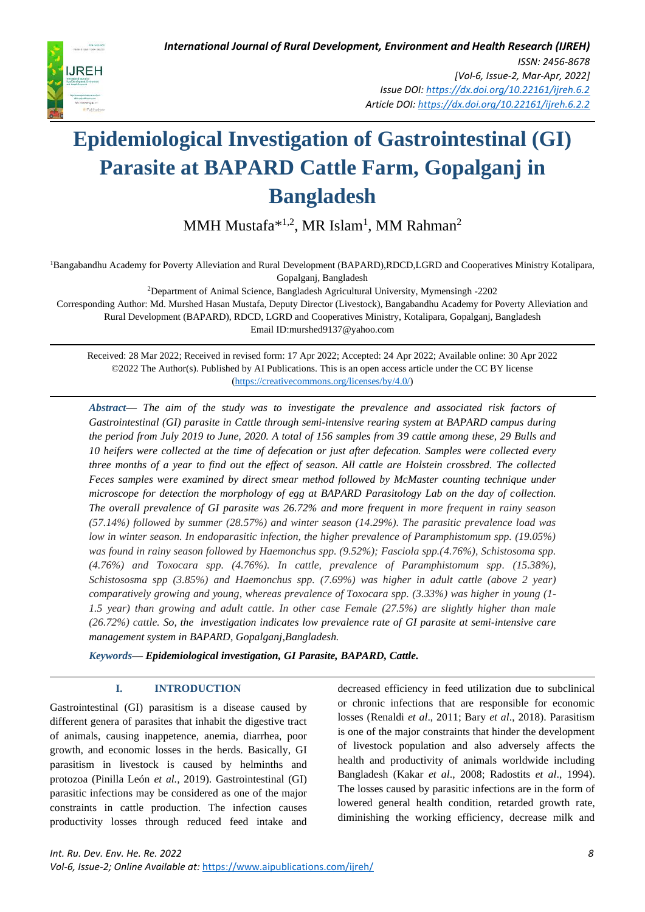# Epidemiological Investigation of Gastrointestinal (GI) Parasite at BAPARD Cattle Farm, Gopalganj in Bangladesh

MMH Mustafa*[1,2], MR Islam[1], MM Rahman[2]

[1]Bangabandhu Academy for Poverty Alleviation and Rural Development (BAPARD),RDCD,LGRD and Cooperatives Ministry Kotalipara, Gopalganj, Bangladesh

[2]Department of Animal Science, Bangladesh Agricultural University, Mymensingh -2202

Corresponding Author: Md. Murshed Hasan Mustafa, Deputy Director (Livestock), Bangabandhu Academy for Poverty Alleviation and Rural Development (BAPARD), RDCD, LGRD and Cooperatives Ministry, Kotalipara, Gopalganj, Bangladesh
Email ID:murshed9137@yahoo.com

Received: 28 Mar 2022; Received in revised form: 17 Apr 2022; Accepted: 24 Apr 2022; Available online: 30 Apr 2022
©2022 The Author(s). Published by AI Publications. This is an open access article under the CC BY license (https://creativecommons.org/licenses/by/4.0/)

***Abstract*— *The aim of the study was to investigate the prevalence and associated risk factors of Gastrointestinal (GI) parasite in Cattle through semi-intensive rearing system at BAPARD campus during the period from July 2019 to June, 2020. A total of 156 samples from 39 cattle among these, 29 Bulls and 10 heifers were collected at the time of defecation or just after defecation. Samples were collected every three months of a year to find out the effect of season. All cattle are Holstein crossbred. The collected Feces samples were examined by direct smear method followed by McMaster counting technique under microscope for detection the morphology of egg at BAPARD Parasitology Lab on the day of collection. The overall prevalence of GI parasite was 26.72% and more frequent in more frequent in rainy season (57.14%) followed by summer (28.57%) and winter season (14.29%). The parasitic prevalence load was low in winter season. In endoparasitic infection, the higher prevalence of Paramphistomum spp. (19.05%) was found in rainy season followed by Haemonchus spp. (9.52%); Fasciola spp.(4.76%), Schistosoma spp. (4.76%) and Toxocara spp. (4.76%). In cattle, prevalence of Paramphistomum spp. (15.38%), Schistososma spp (3.85%) and Haemonchus spp. (7.69%) was higher in adult cattle (above 2 year) comparatively growing and young, whereas prevalence of Toxocara spp. (3.33%) was higher in young (1-1.5 year) than growing and adult cattle. In other case Female (27.5%) are slightly higher than male (26.72%) cattle. So, the investigation indicates low prevalence rate of GI parasite at semi-intensive care management system in BAPARD, Gopalganj,Bangladesh.***

***Keywords*— Epidemiological investigation, GI Parasite, BAPARD, Cattle.**

## I. INTRODUCTION

Gastrointestinal (GI) parasitism is a disease caused by different genera of parasites that inhabit the digestive tract of animals, causing inappetence, anemia, diarrhea, poor growth, and economic losses in the herds. Basically, GI parasitism in livestock is caused by helminths and protozoa (Pinilla León *et al.,* 2019). Gastrointestinal (GI) parasitic infections may be considered as one of the major constraints in cattle production. The infection causes productivity losses through reduced feed intake and decreased efficiency in feed utilization due to subclinical or chronic infections that are responsible for economic losses (Renaldi *et al*., 2011; Bary *et al*., 2018). Parasitism is one of the major constraints that hinder the development of livestock population and also adversely affects the health and productivity of animals worldwide including Bangladesh (Kakar *et al*., 2008; Radostits *et al*., 1994). The losses caused by parasitic infections are in the form of lowered general health condition, retarded growth rate, diminishing the working efficiency, decrease milk and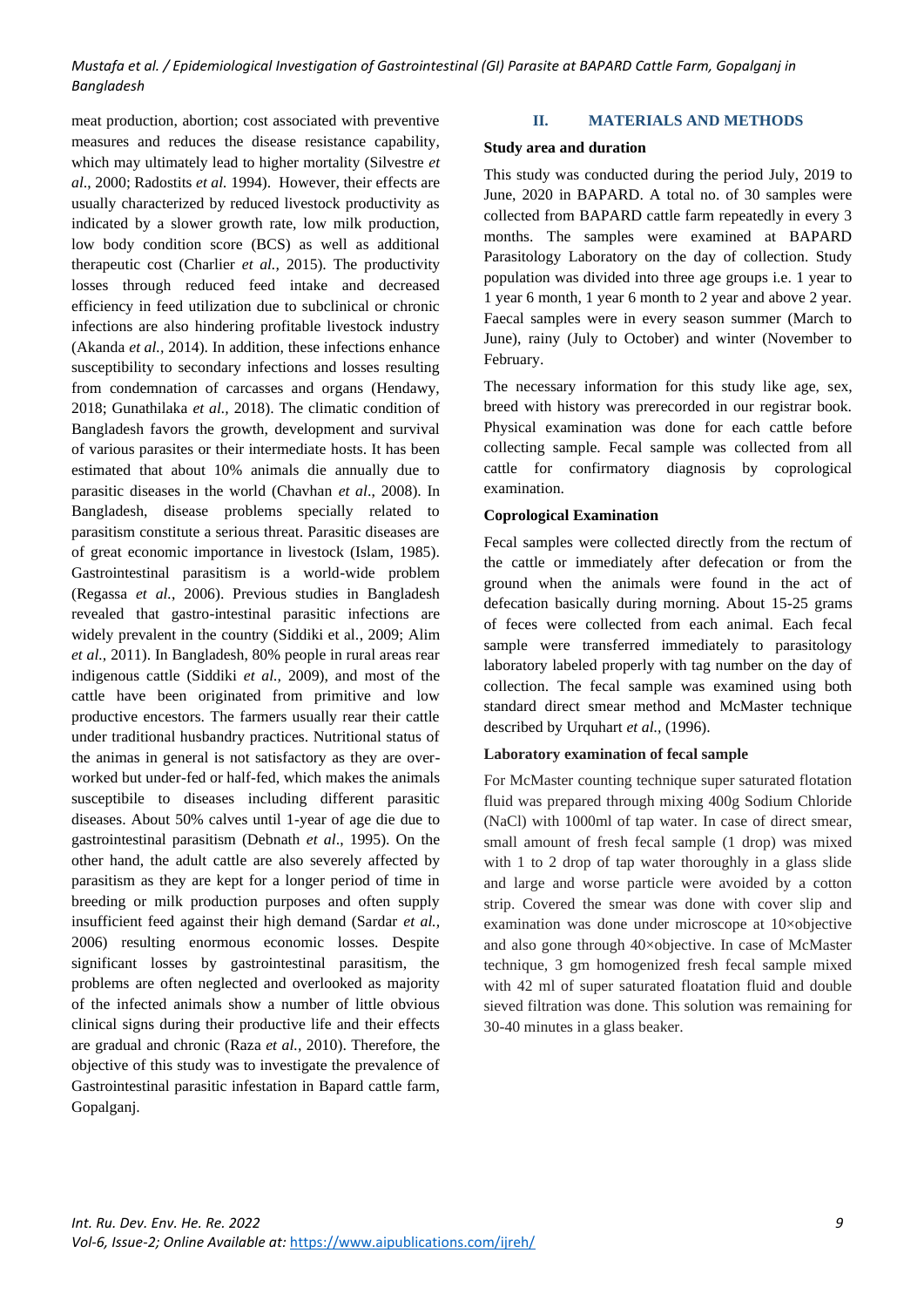meat production, abortion; cost associated with preventive measures and reduces the disease resistance capability, which may ultimately lead to higher mortality (Silvestre *et al*., 2000; Radostits *et al.* 1994). However, their effects are usually characterized by reduced livestock productivity as indicated by a slower growth rate, low milk production, low body condition score (BCS) as well as additional therapeutic cost (Charlier *et al.,* 2015). The productivity losses through reduced feed intake and decreased efficiency in feed utilization due to subclinical or chronic infections are also hindering profitable livestock industry (Akanda *et al.,* 2014). In addition, these infections enhance susceptibility to secondary infections and losses resulting from condemnation of carcasses and organs (Hendawy, 2018; Gunathilaka *et al.,* 2018). The climatic condition of Bangladesh favors the growth, development and survival of various parasites or their intermediate hosts. It has been estimated that about 10% animals die annually due to parasitic diseases in the world (Chavhan *et al*., 2008). In Bangladesh, disease problems specially related to parasitism constitute a serious threat. Parasitic diseases are of great economic importance in livestock (Islam, 1985). Gastrointestinal parasitism is a world-wide problem (Regassa *et al.*, 2006). Previous studies in Bangladesh revealed that gastro-intestinal parasitic infections are widely prevalent in the country (Siddiki et al., 2009; Alim *et al.,* 2011). In Bangladesh, 80% people in rural areas rear indigenous cattle (Siddiki *et al.,* 2009), and most of the cattle have been originated from primitive and low productive encestors. The farmers usually rear their cattle under traditional husbandry practices. Nutritional status of the animas in general is not satisfactory as they are over-worked but under-fed or half-fed, which makes the animals susceptibile to diseases including different parasitic diseases. About 50% calves until 1-year of age die due to gastrointestinal parasitism (Debnath *et al*., 1995). On the other hand, the adult cattle are also severely affected by parasitism as they are kept for a longer period of time in breeding or milk production purposes and often supply insufficient feed against their high demand (Sardar *et al.,* 2006) resulting enormous economic losses. Despite significant losses by gastrointestinal parasitism, the problems are often neglected and overlooked as majority of the infected animals show a number of little obvious clinical signs during their productive life and their effects are gradual and chronic (Raza *et al.,* 2010). Therefore, the objective of this study was to investigate the prevalence of Gastrointestinal parasitic infestation in Bapard cattle farm, Gopalganj.

## II. MATERIALS AND METHODS

### Study area and duration

This study was conducted during the period July, 2019 to June, 2020 in BAPARD. A total no. of 30 samples were collected from BAPARD cattle farm repeatedly in every 3 months. The samples were examined at BAPARD Parasitology Laboratory on the day of collection. Study population was divided into three age groups i.e. 1 year to 1 year 6 month, 1 year 6 month to 2 year and above 2 year. Faecal samples were in every season summer (March to June), rainy (July to October) and winter (November to February.

The necessary information for this study like age, sex, breed with history was prerecorded in our registrar book. Physical examination was done for each cattle before collecting sample. Fecal sample was collected from all cattle for confirmatory diagnosis by coprological examination.

### Coprological Examination

Fecal samples were collected directly from the rectum of the cattle or immediately after defecation or from the ground when the animals were found in the act of defecation basically during morning. About 15-25 grams of feces were collected from each animal. Each fecal sample were transferred immediately to parasitology laboratory labeled properly with tag number on the day of collection. The fecal sample was examined using both standard direct smear method and McMaster technique described by Urquhart *et al.,* (1996).

### Laboratory examination of fecal sample

For McMaster counting technique super saturated flotation fluid was prepared through mixing 400g Sodium Chloride (NaCl) with 1000ml of tap water. In case of direct smear, small amount of fresh fecal sample (1 drop) was mixed with 1 to 2 drop of tap water thoroughly in a glass slide and large and worse particle were avoided by a cotton strip. Covered the smear was done with cover slip and examination was done under microscope at 10×objective and also gone through 40×objective. In case of McMaster technique, 3 gm homogenized fresh fecal sample mixed with 42 ml of super saturated floatation fluid and double sieved filtration was done. This solution was remaining for 30-40 minutes in a glass beaker.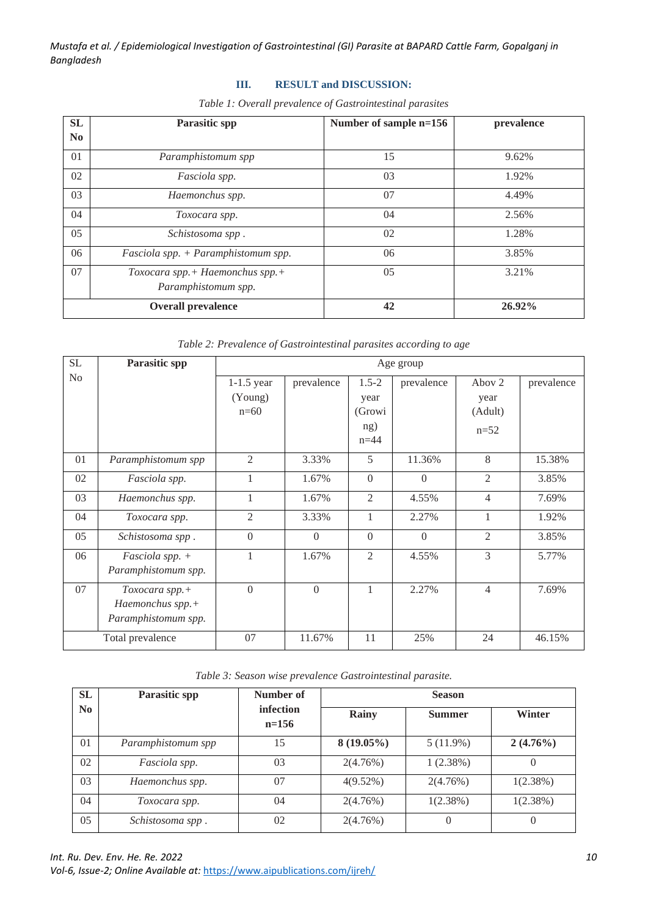## III. RESULT and DISCUSSION:

*Table 1: Overall prevalence of Gastrointestinal parasites*

| SL No | Parasitic spp | Number of sample n=156 | prevalence |
|---|---|---|---|
| 01 | *Paramphistomum spp* | 15 | 9.62% |
| 02 | *Fasciola spp.* | 03 | 1.92% |
| 03 | *Haemonchus spp.* | 07 | 4.49% |
| 04 | *Toxocara spp.* | 04 | 2.56% |
| 05 | *Schistosoma spp .* | 02 | 1.28% |
| 06 | *Fasciola spp. + Paramphistomum spp.* | 06 | 3.85% |
| 07 | *Toxocara spp.+ Haemonchus spp.+ Paramphistomum spp.* | 05 | 3.21% |
| **Overall prevalence** | | **42** | **26.92%** |

*Table 2: Prevalence of Gastrointestinal parasites according to age*

| SL No | Parasitic spp | Age group | | | | | |
|---|---|---|---|---|---|---|---|
| | | 1-1.5 year (Young) n=60 | prevalence | 1.5-2 year (Growing) n=44 | prevalence | Abov 2 year (Adult) n=52 | prevalence |
| 01 | *Paramphistomum spp* | 2 | 3.33% | 5 | 11.36% | 8 | 15.38% |
| 02 | *Fasciola spp.* | 1 | 1.67% | 0 | 0 | 2 | 3.85% |
| 03 | *Haemonchus spp.* | 1 | 1.67% | 2 | 4.55% | 4 | 7.69% |
| 04 | *Toxocara spp.* | 2 | 3.33% | 1 | 2.27% | 1 | 1.92% |
| 05 | *Schistosoma spp .* | 0 | 0 | 0 | 0 | 2 | 3.85% |
| 06 | *Fasciola spp. + Paramphistomum spp.* | 1 | 1.67% | 2 | 4.55% | 3 | 5.77% |
| 07 | *Toxocara spp.+ Haemonchus spp.+ Paramphistomum spp.* | 0 | 0 | 1 | 2.27% | 4 | 7.69% |
| Total prevalence | | 07 | 11.67% | 11 | 25% | 24 | 46.15% |

*Table 3: Season wise prevalence Gastrointestinal parasite.*

| SL No | Parasitic spp | Number of infection n=156 | Season | | |
|---|---|---|---|---|---|
| | | | Rainy | Summer | Winter |
| 01 | *Paramphistomum spp* | 15 | **8 (19.05%)** | 5 (11.9%) | **2 (4.76%)** |
| 02 | *Fasciola spp.* | 03 | 2(4.76%) | 1 (2.38%) | 0 |
| 03 | *Haemonchus spp.* | 07 | 4(9.52%) | 2(4.76%) | 1(2.38%) |
| 04 | *Toxocara spp.* | 04 | 2(4.76%) | 1(2.38%) | 1(2.38%) |
| 05 | *Schistosoma spp .* | 02 | 2(4.76%) | 0 | 0 |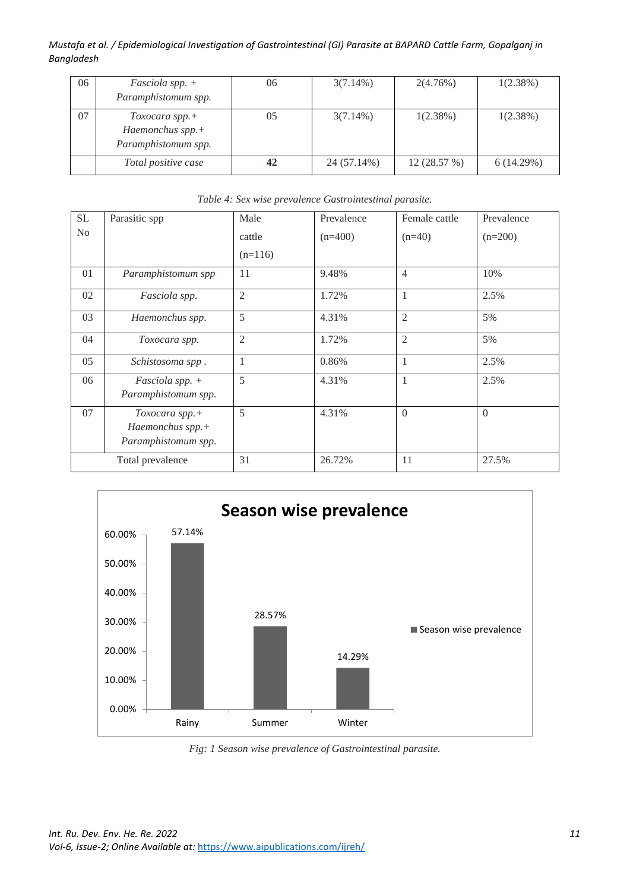| 06 | *Fasciola spp. + Paramphistomum spp.* | 06 | 3(7.14%) | 2(4.76%) | 1(2.38%) |
|---|---|---|---|---|---|
| 07 | *Toxocara spp.+ Haemonchus spp.+ Paramphistomum spp.* | 05 | 3(7.14%) | 1(2.38%) | 1(2.38%) |
| | *Total positive case* | **42** | 24 (57.14%) | 12 (28.57 %) | 6 (14.29%) |

*Table 4: Sex wise prevalence Gastrointestinal parasite.*

| SL No | Parasitic spp | Male cattle (n=116) | Prevalence (n=400) | Female cattle (n=40) | Prevalence (n=200) |
|---|---|---|---|---|---|
| 01 | *Paramphistomum spp* | 11 | 9.48% | 4 | 10% |
| 02 | *Fasciola spp.* | 2 | 1.72% | 1 | 2.5% |
| 03 | *Haemonchus spp.* | 5 | 4.31% | 2 | 5% |
| 04 | *Toxocara spp.* | 2 | 1.72% | 2 | 5% |
| 05 | *Schistosoma spp .* | 1 | 0.86% | 1 | 2.5% |
| 06 | *Fasciola spp. + Paramphistomum spp.* | 5 | 4.31% | 1 | 2.5% |
| 07 | *Toxocara spp.+ Haemonchus spp.+ Paramphistomum spp.* | 5 | 4.31% | 0 | 0 |
| Total prevalence | | 31 | 26.72% | 11 | 27.5% |

*Fig: 1 Season wise prevalence of Gastrointestinal parasite.*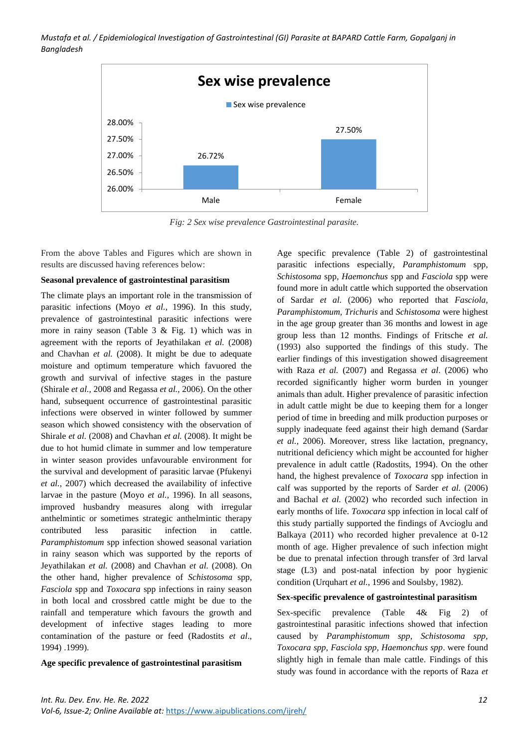**Sex wise prevalence**

| | Sex wise prevalence |
|---|---|
| Male | 26.72% |
| Female | 27.50% |

*Fig: 2 Sex wise prevalence Gastrointestinal parasite.*

From the above Tables and Figures which are shown in results are discussed having references below:

**Seasonal prevalence of gastrointestinal parasitism**

The climate plays an important role in the transmission of parasitic infections (Moyo *et al.*, 1996). In this study, prevalence of gastrointestinal parasitic infections were more in rainy season (Table 3 & Fig. 1) which was in agreement with the reports of Jeyathilakan *et al.* (2008) and Chavhan *et al.* (2008). It might be due to adequate moisture and optimum temperature which favoured the growth and survival of infective stages in the pasture (Shirale *et al.*, 2008 and Regassa *et al.*, 2006). On the other hand, subsequent occurrence of gastrointestinal parasitic infections were observed in winter followed by summer season which showed consistency with the observation of Shirale *et al.* (2008) and Chavhan *et al.* (2008). It might be due to hot humid climate in summer and low temperature in winter season provides unfavourable environment for the survival and development of parasitic larvae (Pfukenyi *et al.*, 2007) which decreased the availability of infective larvae in the pasture (Moyo *et al.*, 1996). In all seasons, improved husbandry measures along with irregular anthelmintic or sometimes strategic anthelmintic therapy contributed less parasitic infection in cattle. *Paramphistomum* spp infection showed seasonal variation in rainy season which was supported by the reports of Jeyathilakan *et al.* (2008) and Chavhan *et al.* (2008). On the other hand, higher prevalence of *Schistosoma* spp, *Fasciola* spp and *Toxocara* spp infections in rainy season in both local and crossbred cattle might be due to the rainfall and temperature which favours the growth and development of infective stages leading to more contamination of the pasture or feed (Radostits *et al*., 1994) .1999).

**Age specific prevalence of gastrointestinal parasitism**

Age specific prevalence (Table 2) of gastrointestinal parasitic infections especially, *Paramphistomum* spp, *Schistosoma* spp, *Haemonchus* spp and *Fasciola* spp were found more in adult cattle which supported the observation of Sardar *et al.* (2006) who reported that *Fasciola, Paramphistomum, Trichuris* and *Schistosoma* were highest in the age group greater than 36 months and lowest in age group less than 12 months. Findings of Fritsche *et al.* (1993) also supported the findings of this study. The earlier findings of this investigation showed disagreement with Raza *et al.* (2007) and Regassa *et al*. (2006) who recorded significantly higher worm burden in younger animals than adult. Higher prevalence of parasitic infection in adult cattle might be due to keeping them for a longer period of time in breeding and milk production purposes or supply inadequate feed against their high demand (Sardar *et al.,* 2006). Moreover, stress like lactation, pregnancy, nutritional deficiency which might be accounted for higher prevalence in adult cattle (Radostits, 1994). On the other hand, the highest prevalence of *Toxocara* spp infection in calf was supported by the reports of Sarder *et al.* (2006) and Bachal *et al.* (2002) who recorded such infection in early months of life. *Toxocara* spp infection in local calf of this study partially supported the findings of Avcioglu and Balkaya (2011) who recorded higher prevalence at 0-12 month of age. Higher prevalence of such infection might be due to prenatal infection through transfer of 3rd larval stage (L3) and post-natal infection by poor hygienic condition (Urquhart *et al.*, 1996 and Soulsby, 1982).

**Sex-specific prevalence of gastrointestinal parasitism**

Sex-specific prevalence (Table 4& Fig 2) of gastrointestinal parasitic infections showed that infection caused by *Paramphistomum spp, Schistosoma spp, Toxocara spp, Fasciola spp, Haemonchus spp*. were found slightly high in female than male cattle. Findings of this study was found in accordance with the reports of Raza *et*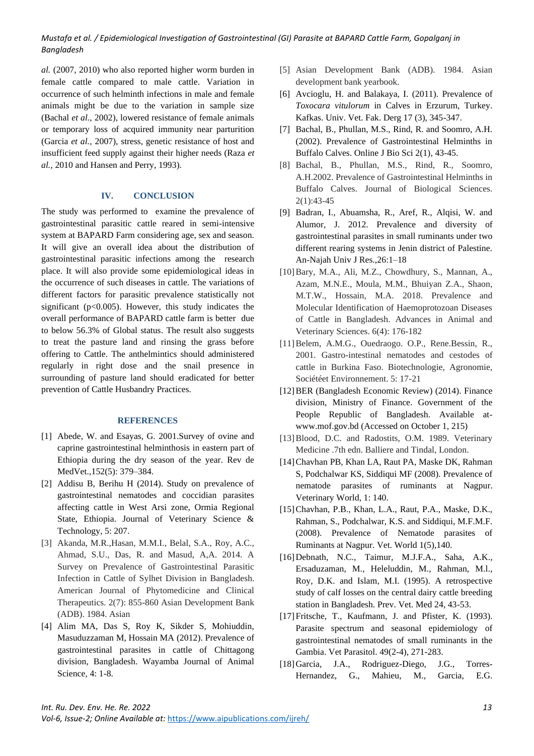*al.* (2007, 2010) who also reported higher worm burden in female cattle compared to male cattle. Variation in occurrence of such helminth infections in male and female animals might be due to the variation in sample size (Bachal *et al.,* 2002), lowered resistance of female animals or temporary loss of acquired immunity near parturition (Garcia *et al.,* 2007), stress, genetic resistance of host and insufficient feed supply against their higher needs (Raza *et al.,* 2010 and Hansen and Perry, 1993).

## IV. CONCLUSION

The study was performed to examine the prevalence of gastrointestinal parasitic cattle reared in semi-intensive system at BAPARD Farm considering age, sex and season. It will give an overall idea about the distribution of gastrointestinal parasitic infections among the research place. It will also provide some epidemiological ideas in the occurrence of such diseases in cattle. The variations of different factors for parasitic prevalence statistically not significant ($p<0.005$). However, this study indicates the overall performance of BAPARD cattle farm is better due to below 56.3% of Global status. The result also suggests to treat the pasture land and rinsing the grass before offering to Cattle. The anthelmintics should administered regularly in right dose and the snail presence in surrounding of pasture land should eradicated for better prevention of Cattle Husbandry Practices.

## REFERENCES

[1] Abede, W. and Esayas, G. 2001.Survey of ovine and caprine gastrointestinal helminthosis in eastern part of Ethiopia during the dry season of the year. Rev de MedVet.,152(5): 379–384.

[2] Addisu B, Berihu H (2014). Study on prevalence of gastrointestinal nematodes and coccidian parasites affecting cattle in West Arsi zone, Ormia Regional State, Ethiopia. Journal of Veterinary Science & Technology, 5: 207.

[3] Akanda, M.R.,Hasan, M.M.I., Belal, S.A., Roy, A.C., Ahmad, S.U., Das, R. and Masud, A,A. 2014. A Survey on Prevalence of Gastrointestinal Parasitic Infection in Cattle of Sylhet Division in Bangladesh. American Journal of Phytomedicine and Clinical Therapeutics. 2(7): 855-860 Asian Development Bank (ADB). 1984. Asian

[4] Alim MA, Das S, Roy K, Sikder S, Mohiuddin, Masuduzzaman M, Hossain MA (2012). Prevalence of gastrointestinal parasites in cattle of Chittagong division, Bangladesh. Wayamba Journal of Animal Science, 4: 1-8.

[5] Asian Development Bank (ADB). 1984. Asian development bank yearbook.

[6] Avcioglu, H. and Balakaya, I. (2011). Prevalence of *Toxocara vitulorum* in Calves in Erzurum, Turkey. Kafkas. Univ. Vet. Fak. Derg 17 (3), 345-347.

[7] Bachal, B., Phullan, M.S., Rind, R. and Soomro, A.H. (2002). Prevalence of Gastrointestinal Helminths in Buffalo Calves. Online J Bio Sci 2(1), 43-45.

[8] Bachal, B., Phullan, M.S., Rind, R., Soomro, A.H.2002. Prevalence of Gastrointestinal Helminths in Buffalo Calves. Journal of Biological Sciences. 2(1):43-45

[9] Badran, I., Abuamsha, R., Aref, R., Alqisi, W. and Alumor, J. 2012. Prevalence and diversity of gastrointestinal parasites in small ruminants under two different rearing systems in Jenin district of Palestine. An-Najah Univ J Res.,26:1–18

[10] Bary, M.A., Ali, M.Z., Chowdhury, S., Mannan, A., Azam, M.N.E., Moula, M.M., Bhuiyan Z.A., Shaon, M.T.W., Hossain, M.A. 2018. Prevalence and Molecular Identification of Haemoprotozoan Diseases of Cattle in Bangladesh. Advances in Animal and Veterinary Sciences. 6(4): 176-182

[11] Belem, A.M.G., Ouedraogo. O.P., Rene.Bessin, R., 2001. Gastro-intestinal nematodes and cestodes of cattle in Burkina Faso. Biotechnologie, Agronomie, Sociétéet Environnement. 5: 17-21

[12] BER (Bangladesh Economic Review) (2014). Finance division, Ministry of Finance. Government of the People Republic of Bangladesh. Available at-www.mof.gov.bd (Accessed on October 1, 215)

[13] Blood, D.C. and Radostits, O.M. 1989. Veterinary Medicine .7th edn. Balliere and Tindal, London.

[14] Chavhan PB, Khan LA, Raut PA, Maske DK, Rahman S, Podchalwar KS, Siddiqui MF (2008). Prevalence of nematode parasites of ruminants at Nagpur. Veterinary World, 1: 140.

[15] Chavhan, P.B., Khan, L.A., Raut, P.A., Maske, D.K., Rahman, S., Podchalwar, K.S. and Siddiqui, M.F.M.F. (2008). Prevalence of Nematode parasites of Ruminants at Nagpur. Vet. World 1(5),140.

[16] Debnath, N.C., Taimur, M.J.F.A., Saha, A.K., Ersaduzaman, M., Heleluddin, M., Rahman, M.l., Roy, D.K. and Islam, M.I. (1995). A retrospective study of calf losses on the central dairy cattle breeding station in Bangladesh. Prev. Vet. Med 24, 43-53.

[17] Fritsche, T., Kaufmann, J. and Pfister, K. (1993). Parasite spectrum and seasonal epidemiology of gastrointestinal nematodes of small ruminants in the Gambia. Vet Parasitol. 49(2-4), 271-283.

[18] Garcia, J.A., Rodriguez-Diego, J.G., Torres-Hernandez, G., Mahieu, M., Garcia, E.G.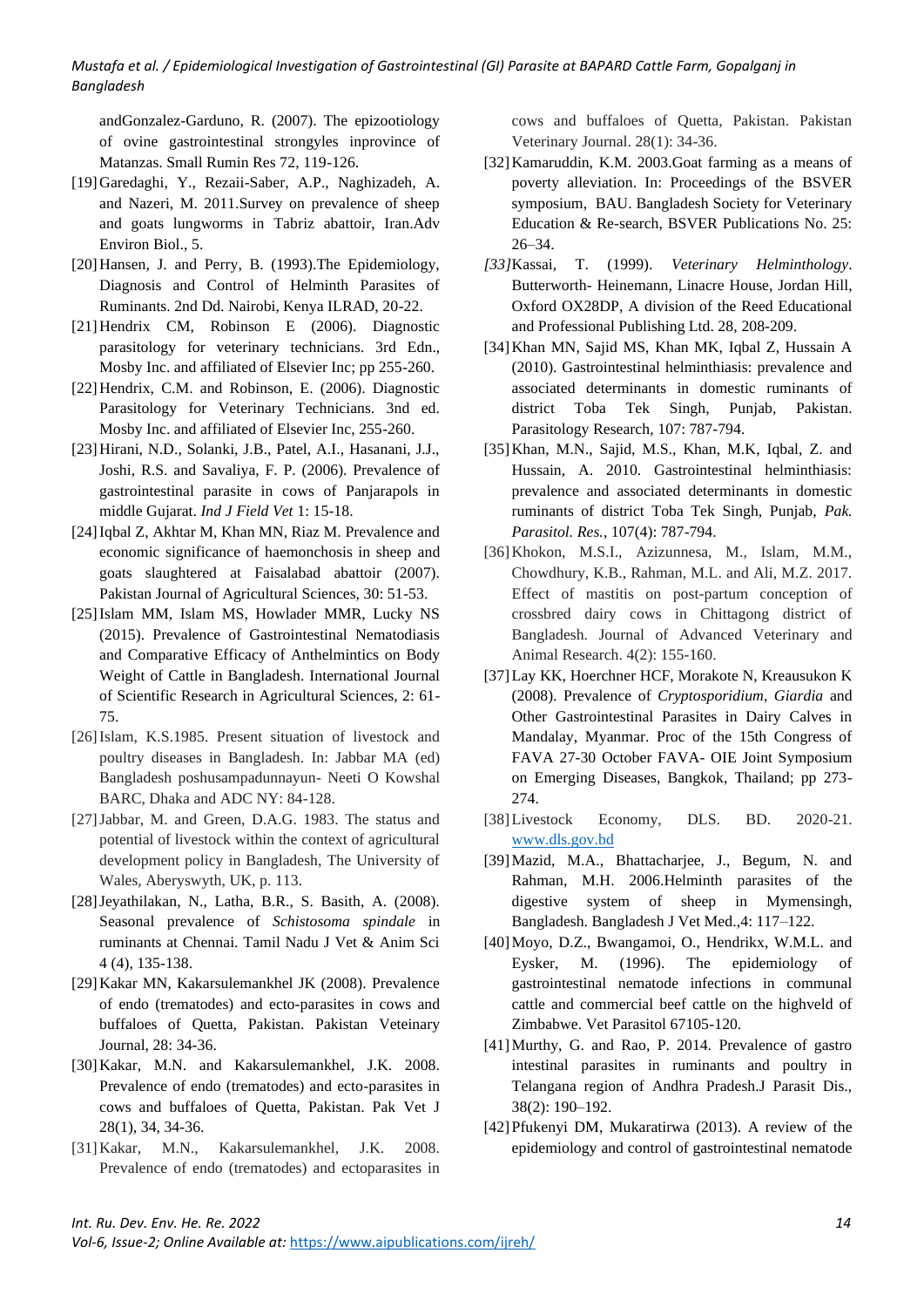andGonzalez-Garduno, R. (2007). The epizootiology of ovine gastrointestinal strongyles inprovince of Matanzas. Small Rumin Res 72, 119-126.

[19] Garedaghi, Y., Rezaii-Saber, A.P., Naghizadeh, A. and Nazeri, M. 2011.Survey on prevalence of sheep and goats lungworms in Tabriz abattoir, Iran.Adv Environ Biol., 5.

[20] Hansen, J. and Perry, B. (1993).The Epidemiology, Diagnosis and Control of Helminth Parasites of Ruminants. 2nd Dd. Nairobi, Kenya ILRAD, 20-22.

[21] Hendrix CM, Robinson E (2006). Diagnostic parasitology for veterinary technicians. 3rd Edn., Mosby Inc. and affiliated of Elsevier Inc; pp 255-260.

[22] Hendrix, C.M. and Robinson, E. (2006). Diagnostic Parasitology for Veterinary Technicians. 3nd ed. Mosby Inc. and affiliated of Elsevier Inc, 255-260.

[23] Hirani, N.D., Solanki, J.B., Patel, A.I., Hasanani, J.J., Joshi, R.S. and Savaliya, F. P. (2006). Prevalence of gastrointestinal parasite in cows of Panjarapols in middle Gujarat. *Ind J Field Vet* 1: 15-18.

[24] Iqbal Z, Akhtar M, Khan MN, Riaz M. Prevalence and economic significance of haemonchosis in sheep and goats slaughtered at Faisalabad abattoir (2007). Pakistan Journal of Agricultural Sciences, 30: 51-53.

[25] Islam MM, Islam MS, Howlader MMR, Lucky NS (2015). Prevalence of Gastrointestinal Nematodiasis and Comparative Efficacy of Anthelmintics on Body Weight of Cattle in Bangladesh. International Journal of Scientific Research in Agricultural Sciences, 2: 61-75.

[26] Islam, K.S.1985. Present situation of livestock and poultry diseases in Bangladesh. In: Jabbar MA (ed) Bangladesh poshusampadunnayun- Neeti O Kowshal BARC, Dhaka and ADC NY: 84-128.

[27] Jabbar, M. and Green, D.A.G. 1983. The status and potential of livestock within the context of agricultural development policy in Bangladesh, The University of Wales, Aberyswyth, UK, p. 113.

[28] Jeyathilakan, N., Latha, B.R., S. Basith, A. (2008). Seasonal prevalence of *Schistosoma spindale* in ruminants at Chennai. Tamil Nadu J Vet & Anim Sci 4 (4), 135-138.

[29] Kakar MN, Kakarsulemankhel JK (2008). Prevalence of endo (trematodes) and ecto-parasites in cows and buffaloes of Quetta, Pakistan. Pakistan Veteinary Journal, 28: 34-36.

[30] Kakar, M.N. and Kakarsulemankhel, J.K. 2008. Prevalence of endo (trematodes) and ecto-parasites in cows and buffaloes of Quetta, Pakistan. Pak Vet J 28(1), 34, 34-36.

[31] Kakar, M.N., Kakarsulemankhel, J.K. 2008. Prevalence of endo (trematodes) and ectoparasites in cows and buffaloes of Quetta, Pakistan. Pakistan Veterinary Journal. 28(1): 34-36.

[32] Kamaruddin, K.M. 2003.Goat farming as a means of poverty alleviation. In: Proceedings of the BSVER symposium, BAU. Bangladesh Society for Veterinary Education & Re-search, BSVER Publications No. 25: 26–34.

*[33]*Kassai, T. (1999). *Veterinary Helminthology*. Butterworth- Heinemann, Linacre House, Jordan Hill, Oxford OX28DP, A division of the Reed Educational and Professional Publishing Ltd. 28, 208-209.

[34] Khan MN, Sajid MS, Khan MK, Iqbal Z, Hussain A (2010). Gastrointestinal helminthiasis: prevalence and associated determinants in domestic ruminants of district Toba Tek Singh, Punjab, Pakistan. Parasitology Research, 107: 787-794.

[35] Khan, M.N., Sajid, M.S., Khan, M.K, Iqbal, Z. and Hussain, A. 2010. Gastrointestinal helminthiasis: prevalence and associated determinants in domestic ruminants of district Toba Tek Singh, Punjab, *Pak. Parasitol. Res.*, 107(4): 787-794.

[36] Khokon, M.S.I., Azizunnesa, M., Islam, M.M., Chowdhury, K.B., Rahman, M.L. and Ali, M.Z. 2017. Effect of mastitis on post-partum conception of crossbred dairy cows in Chittagong district of Bangladesh. Journal of Advanced Veterinary and Animal Research. 4(2): 155-160.

[37] Lay KK, Hoerchner HCF, Morakote N, Kreausukon K (2008). Prevalence of *Cryptosporidium*, *Giardia* and Other Gastrointestinal Parasites in Dairy Calves in Mandalay, Myanmar. Proc of the 15th Congress of FAVA 27-30 October FAVA- OIE Joint Symposium on Emerging Diseases, Bangkok, Thailand; pp 273-274.

[38] Livestock Economy, DLS. BD. 2020-21. www.dls.gov.bd

[39] Mazid, M.A., Bhattacharjee, J., Begum, N. and Rahman, M.H. 2006.Helminth parasites of the digestive system of sheep in Mymensingh, Bangladesh. Bangladesh J Vet Med.,4: 117–122.

[40] Moyo, D.Z., Bwangamoi, O., Hendrikx, W.M.L. and Eysker, M. (1996). The epidemiology of gastrointestinal nematode infections in communal cattle and commercial beef cattle on the highveld of Zimbabwe. Vet Parasitol 67105-120.

[41] Murthy, G. and Rao, P. 2014. Prevalence of gastro intestinal parasites in ruminants and poultry in Telangana region of Andhra Pradesh.J Parasit Dis., 38(2): 190–192.

[42] Pfukenyi DM, Mukaratirwa (2013). A review of the epidemiology and control of gastrointestinal nematode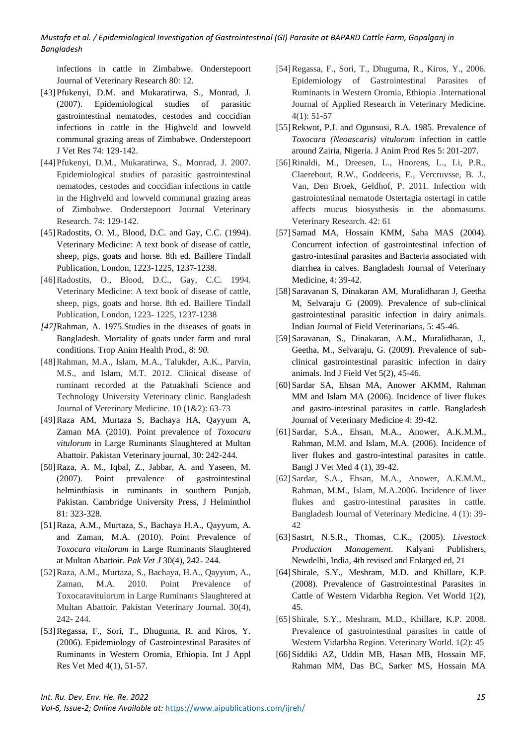infections in cattle in Zimbabwe. Onderstepoort Journal of Veterinary Research 80: 12.

[43] Pfukenyi, D.M. and Mukaratirwa, S., Monrad, J. (2007). Epidemiological studies of parasitic gastrointestinal nematodes, cestodes and coccidian infections in cattle in the Highveld and lowveld communal grazing areas of Zimbabwe. Onderstepoort J Vet Res 74: 129-142.

[44] Pfukenyi, D.M., Mukaratirwa, S., Monrad, J. 2007. Epidemiological studies of parasitic gastrointestinal nematodes, cestodes and coccidian infections in cattle in the Highveld and lowveld communal grazing areas of Zimbabwe. Onderstepoort Journal Veterinary Research. 74: 129-142.

[45] Radostits, O. M., Blood, D.C. and Gay, C.C. (1994). Veterinary Medicine: A text book of disease of cattle, sheep, pigs, goats and horse. 8th ed. Baillere Tindall Publication, London, 1223-1225, 1237-1238.

[46] Radostits, O., Blood, D.C., Gay, C.C. 1994. Veterinary Medicine: A text book of disease of cattle, sheep, pigs, goats and horse. 8th ed. Baillere Tindall Publication, London, 1223- 1225, 1237-1238

*[47]* Rahman, A. 1975.Studies in the diseases of goats in Bangladesh. Mortality of goats under farm and rural conditions. Trop Anim Health Prod., 8: *90.*

[48] Rahman, M.A., Islam, M.A., Talukder, A.K., Parvin, M.S., and Islam, M.T. 2012. Clinical disease of ruminant recorded at the Patuakhali Science and Technology University Veterinary clinic. Bangladesh Journal of Veterinary Medicine. 10 (1&2): 63-73

[49] Raza AM, Murtaza S, Bachaya HA, Qayyum A, Zaman MA (2010). Point prevalence of *Toxocara vitulorum* in Large Ruminants Slaughtered at Multan Abattoir. Pakistan Veterinary journal, 30: 242-244.

[50] Raza, A. M., Iqbal, Z., Jabbar, A. and Yaseen, M. (2007). Point prevalence of gastrointestinal helminthiasis in ruminants in southern Punjab, Pakistan. Cambridge University Press, J Helminthol 81: 323-328.

[51] Raza, A.M., Murtaza, S., Bachaya H.A., Qayyum, A. and Zaman, M.A. (2010). Point Prevalence of *Toxocara vitulorum* in Large Ruminants Slaughtered at Multan Abattoir. *Pak Vet J* 30(4), 242- 244.

[52] Raza, A.M., Murtaza, S., Bachaya, H.A., Qayyum, A., Zaman, M.A. 2010. Point Prevalence of Toxocaravitulorum in Large Ruminants Slaughtered at Multan Abattoir. Pakistan Veterinary Journal. 30(4), 242- 244.

[53] Regassa, F., Sori, T., Dhuguma, R. and Kiros, Y. (2006). Epidemiology of Gastrointestinal Parasites of Ruminants in Western Oromia, Ethiopia. Int J Appl Res Vet Med 4(1), 51-57.

[54] Regassa, F., Sori, T., Dhuguma, R., Kiros, Y., 2006. Epidemiology of Gastrointestinal Parasites of Ruminants in Western Oromia, Ethiopia .International Journal of Applied Research in Veterinary Medicine. 4(1): 51-57

[55] Rekwot, P.J. and Ogunsusi, R.A. 1985. Prevalence of *Toxocara (Neoascaris) vitulorum* infection in cattle around Zairia, Nigeria. J Anim Prod Res 5: 201-207.

[56] Rinaldi, M., Dreesen, L., Hoorens, L., Li, P.R., Claerebout, R.W., Goddeeris, E., Vercruvsse, B. J., Van, Den Broek, Geldhof, P. 2011. Infection with gastrointestinal nematode Ostertagia ostertagi in cattle affects mucus biosysthesis in the abomasums. Veterinary Research. 42: 61

[57] Samad MA, Hossain KMM, Saha MAS (2004). Concurrent infection of gastrointestinal infection of gastro-intestinal parasites and Bacteria associated with diarrhea in calves. Bangladesh Journal of Veterinary Medicine, 4: 39-42.

[58] Saravanan S, Dinakaran AM, Muralidharan J, Geetha M, Selvaraju G (2009). Prevalence of sub-clinical gastrointestinal parasitic infection in dairy animals. Indian Journal of Field Veterinarians, 5: 45-46.

[59] Saravanan, S., Dinakaran, A.M., Muralidharan, J., Geetha, M., Selvaraju, G. (2009). Prevalence of sub-clinical gastrointestinal parasitic infection in dairy animals. Ind J Field Vet 5(2), 45-46.

[60] Sardar SA, Ehsan MA, Anower AKMM, Rahman MM and Islam MA (2006). Incidence of liver flukes and gastro-intestinal parasites in cattle. Bangladesh Journal of Veterinary Medicine 4: 39-42.

[61] Sardar, S.A., Ehsan, M.A., Anower, A.K.M.M., Rahman, M.M. and Islam, M.A. (2006). Incidence of liver flukes and gastro-intestinal parasites in cattle. Bangl J Vet Med 4 (1), 39-42.

[62] Sardar, S.A., Ehsan, M.A., Anower, A.K.M.M., Rahman, M.M., Islam, M.A.2006. Incidence of liver flukes and gastro-intestinal parasites in cattle. Bangladesh Journal of Veterinary Medicine. 4 (1): 39-42

[63] Sastrt, N.S.R., Thomas, C.K., (2005). *Livestock Production Management*. Kalyani Publishers, Newdelhi, India, 4th revised and Enlarged ed, 21

[64] Shirale, S.Y., Meshram, M.D. and Khillare, K.P. (2008). Prevalence of Gastrointestinal Parasites in Cattle of Western Vidarbha Region. Vet World 1(2), 45.

[65] Shirale, S.Y., Meshram, M.D., Khillare, K.P. 2008. Prevalence of gastrointestinal parasites in cattle of Western Vidarbha Region. Veterinary World. 1(2): 45

[66] Siddiki AZ, Uddin MB, Hasan MB, Hossain MF, Rahman MM, Das BC, Sarker MS, Hossain MA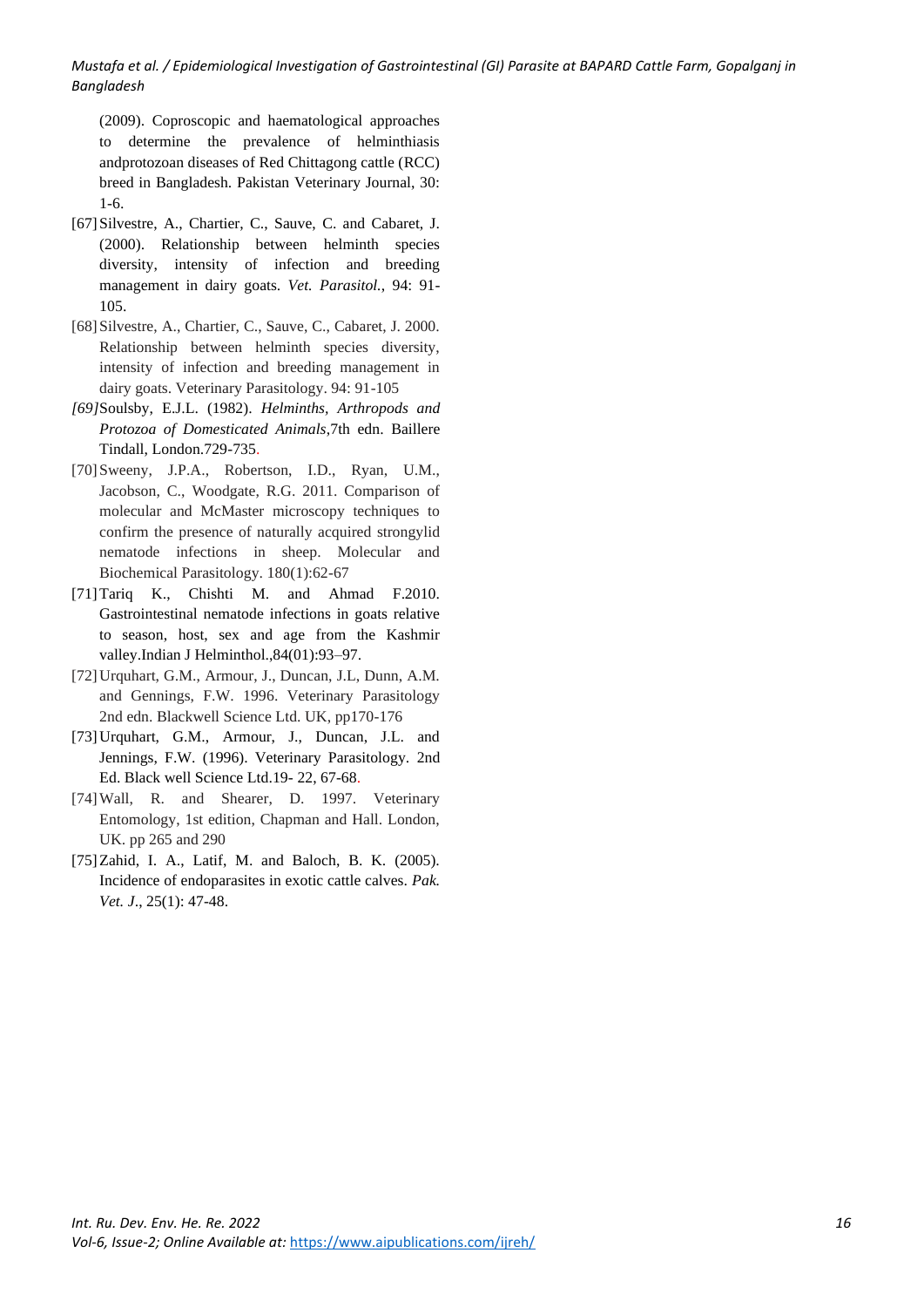(2009). Coproscopic and haematological approaches to determine the prevalence of helminthiasis andprotozoan diseases of Red Chittagong cattle (RCC) breed in Bangladesh. Pakistan Veterinary Journal, 30: 1-6.

[67] Silvestre, A., Chartier, C., Sauve, C. and Cabaret, J. (2000). Relationship between helminth species diversity, intensity of infection and breeding management in dairy goats. *Vet. Parasitol.*, 94: 91-105.

[68] Silvestre, A., Chartier, C., Sauve, C., Cabaret, J. 2000. Relationship between helminth species diversity, intensity of infection and breeding management in dairy goats. Veterinary Parasitology. 94: 91-105

*[69]*Soulsby, E.J.L. (1982). *Helminths, Arthropods and Protozoa of Domesticated Animals*,7th edn. Baillere Tindall, London.729-735.

[70] Sweeny, J.P.A., Robertson, I.D., Ryan, U.M., Jacobson, C., Woodgate, R.G. 2011. Comparison of molecular and McMaster microscopy techniques to confirm the presence of naturally acquired strongylid nematode infections in sheep. Molecular and Biochemical Parasitology. 180(1):62-67

[71] Tariq K., Chishti M. and Ahmad F.2010. Gastrointestinal nematode infections in goats relative to season, host, sex and age from the Kashmir valley.Indian J Helminthol.,84(01):93–97.

[72] Urquhart, G.M., Armour, J., Duncan, J.L, Dunn, A.M. and Gennings, F.W. 1996. Veterinary Parasitology 2nd edn. Blackwell Science Ltd. UK, pp170-176

[73] Urquhart, G.M., Armour, J., Duncan, J.L. and Jennings, F.W. (1996). Veterinary Parasitology. 2nd Ed. Black well Science Ltd.19- 22, 67-68.

[74] Wall, R. and Shearer, D. 1997. Veterinary Entomology, 1st edition, Chapman and Hall. London, UK. pp 265 and 290

[75] Zahid, I. A., Latif, M. and Baloch, B. K. (2005). Incidence of endoparasites in exotic cattle calves. *Pak. Vet. J*., 25(1): 47-48.